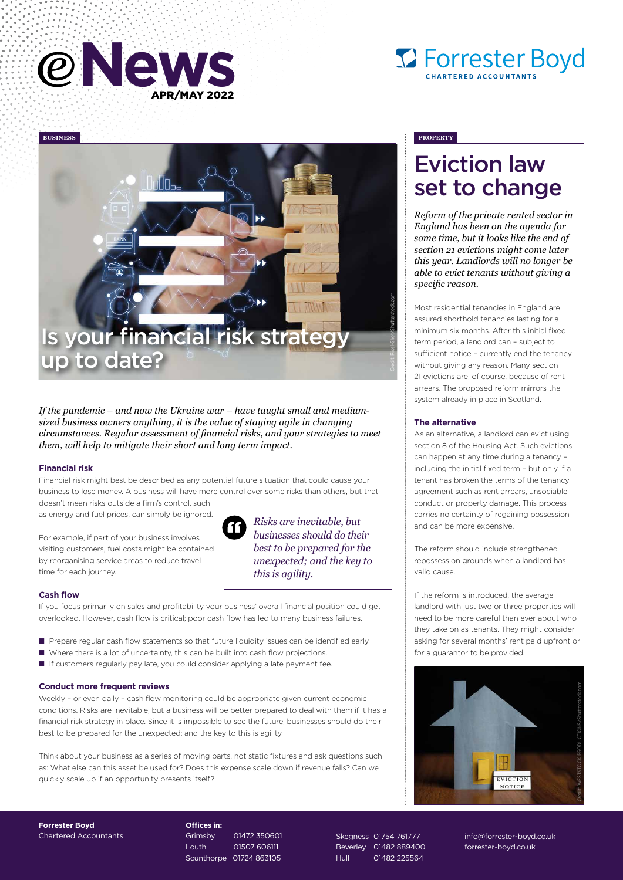# eNews APR/MAY 2022

Forrester Boyd CHARTERED ACCOUNTANTS

BUSINESS

## Is your financial risk strategy up to date?

*If the pandemic – and now the Ukraine war – have taught small and medium-sized business owners anything, it is the value of staying agile in changing circumstances. Regular assessment of financial risks, and your strategies to meet them, will help to mitigate their short and long term impact.*

### Financial risk

Financial risk might best be described as any potential future situation that could cause your business to lose money. A business will have more control over some risks than others, but that doesn't mean risks outside a firm's control, such as energy and fuel prices, can simply be ignored.

For example, if part of your business involves visiting customers, fuel costs might be contained by reorganising service areas to reduce travel time for each journey.

> *Risks are inevitable, but businesses should do their best to be prepared for the unexpected; and the key to this is agility.*

### Cash flow

If you focus primarily on sales and profitability your business' overall financial position could get overlooked. However, cash flow is critical; poor cash flow has led to many business failures.

- Prepare regular cash flow statements so that future liquidity issues can be identified early.
- Where there is a lot of uncertainty, this can be built into cash flow projections.
- If customers regularly pay late, you could consider applying a late payment fee.

### Conduct more frequent reviews

Weekly – or even daily – cash flow monitoring could be appropriate given current economic conditions. Risks are inevitable, but a business will be better prepared to deal with them if it has a financial risk strategy in place. Since it is impossible to see the future, businesses should do their best to be prepared for the unexpected; and the key to this is agility.

Think about your business as a series of moving parts, not static fixtures and ask questions such as: What else can this asset be used for? Does this expense scale down if revenue falls? Can we quickly scale up if an opportunity presents itself?

PROPERTY

## Eviction law set to change

*Reform of the private rented sector in England has been on the agenda for some time, but it looks like the end of section 21 evictions might come later this year. Landlords will no longer be able to evict tenants without giving a specific reason.*

Most residential tenancies in England are assured shorthold tenancies lasting for a minimum six months. After this initial fixed term period, a landlord can – subject to sufficient notice – currently end the tenancy without giving any reason. Many section 21 evictions are, of course, because of rent arrears. The proposed reform mirrors the system already in place in Scotland.

### The alternative

As an alternative, a landlord can evict using section 8 of the Housing Act. Such evictions can happen at any time during a tenancy – including the initial fixed term – but only if a tenant has broken the terms of the tenancy agreement such as rent arrears, unsociable conduct or property damage. This process carries no certainty of regaining possession and can be more expensive.

The reform should include strengthened repossession grounds when a landlord has valid cause.

If the reform is introduced, the average landlord with just two or three properties will need to be more careful than ever about who they take on as tenants. They might consider asking for several months' rent paid upfront or for a guarantor to be provided.

**Forrester Boyd**
Chartered Accountants

**Offices in:**

| | |
|---|---|
| Grimsby | 01472 350601 |
| Louth | 01507 606111 |
| Scunthorpe | 01724 863105 |
| Skegness | 01754 761777 |
| Beverley | 01482 889400 |
| Hull | 01482 225564 |

info@forrester-boyd.co.uk
forrester-boyd.co.uk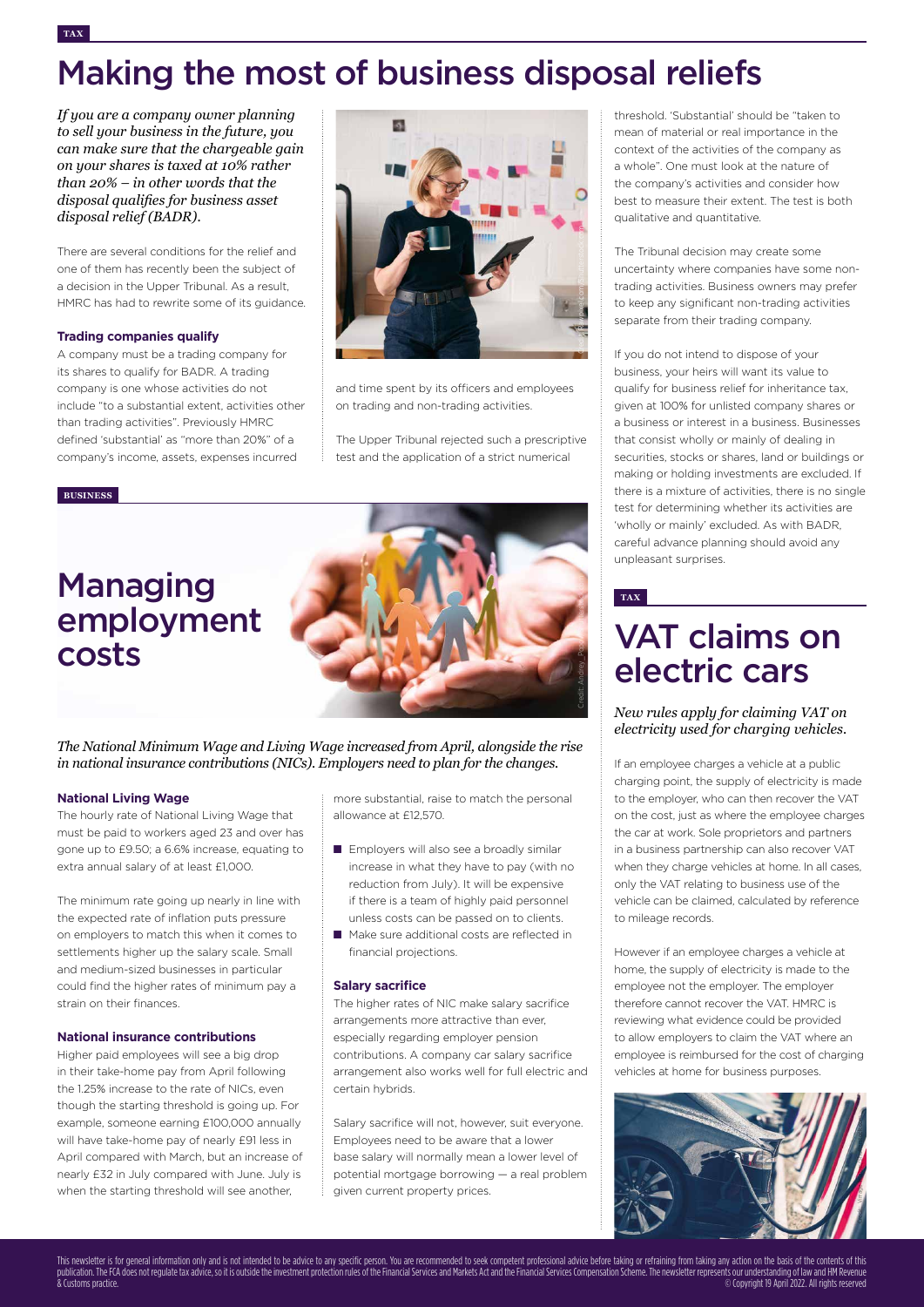TAX

# Making the most of business disposal reliefs

*If you are a company owner planning to sell your business in the future, you can make sure that the chargeable gain on your shares is taxed at 10% rather than 20% – in other words that the disposal qualifies for business asset disposal relief (BADR).*

There are several conditions for the relief and one of them has recently been the subject of a decision in the Upper Tribunal. As a result, HMRC has had to rewrite some of its guidance.

### Trading companies qualify

A company must be a trading company for its shares to qualify for BADR. A trading company is one whose activities do not include "to a substantial extent, activities other than trading activities". Previously HMRC defined 'substantial' as "more than 20%" of a company's income, assets, expenses incurred and time spent by its officers and employees on trading and non-trading activities.

The Upper Tribunal rejected such a prescriptive test and the application of a strict numerical threshold. 'Substantial' should be "taken to mean of material or real importance in the context of the activities of the company as a whole". One must look at the nature of the company's activities and consider how best to measure their extent. The test is both qualitative and quantitative.

The Tribunal decision may create some uncertainty where companies have some non-trading activities. Business owners may prefer to keep any significant non-trading activities separate from their trading company.

If you do not intend to dispose of your business, your heirs will want its value to qualify for business relief for inheritance tax, given at 100% for unlisted company shares or a business or interest in a business. Businesses that consist wholly or mainly of dealing in securities, stocks or shares, land or buildings or making or holding investments are excluded. If there is a mixture of activities, there is no single test for determining whether its activities are 'wholly or mainly' excluded. As with BADR, careful advance planning should avoid any unpleasant surprises.

BUSINESS

# Managing employment costs

*The National Minimum Wage and Living Wage increased from April, alongside the rise in national insurance contributions (NICs). Employers need to plan for the changes.*

### National Living Wage

The hourly rate of National Living Wage that must be paid to workers aged 23 and over has gone up to £9.50; a 6.6% increase, equating to extra annual salary of at least £1,000.

The minimum rate going up nearly in line with the expected rate of inflation puts pressure on employers to match this when it comes to settlements higher up the salary scale. Small and medium-sized businesses in particular could find the higher rates of minimum pay a strain on their finances.

### National insurance contributions

Higher paid employees will see a big drop in their take-home pay from April following the 1.25% increase to the rate of NICs, even though the starting threshold is going up. For example, someone earning £100,000 annually will have take-home pay of nearly £91 less in April compared with March, but an increase of nearly £32 in July compared with June. July is when the starting threshold will see another, more substantial, raise to match the personal allowance at £12,570.

- Employers will also see a broadly similar increase in what they have to pay (with no reduction from July). It will be expensive if there is a team of highly paid personnel unless costs can be passed on to clients.
- Make sure additional costs are reflected in financial projections.

### Salary sacrifice

The higher rates of NIC make salary sacrifice arrangements more attractive than ever, especially regarding employer pension contributions. A company car salary sacrifice arrangement also works well for full electric and certain hybrids.

Salary sacrifice will not, however, suit everyone. Employees need to be aware that a lower base salary will normally mean a lower level of potential mortgage borrowing — a real problem given current property prices.

TAX

# VAT claims on electric cars

*New rules apply for claiming VAT on electricity used for charging vehicles.*

If an employee charges a vehicle at a public charging point, the supply of electricity is made to the employer, who can then recover the VAT on the cost, just as where the employee charges the car at work. Sole proprietors and partners in a business partnership can also recover VAT when they charge vehicles at home. In all cases, only the VAT relating to business use of the vehicle can be claimed, calculated by reference to mileage records.

However if an employee charges a vehicle at home, the supply of electricity is made to the employee not the employer. The employer therefore cannot recover the VAT. HMRC is reviewing what evidence could be provided to allow employers to claim the VAT where an employee is reimbursed for the cost of charging vehicles at home for business purposes.

This newsletter is for general information only and is not intended to be advice to any specific person. You are recommended to seek competent professional advice before taking or refraining from taking any action on the basis of the contents of this publication. The FCA does not regulate tax advice, so it is outside the investment protection rules of the Financial Services and Markets Act and the Financial Services Compensation Scheme. The newsletter represents our understanding of law and HM Revenue & Customs practice. © Copyright 19 April 2022. All rights reserved